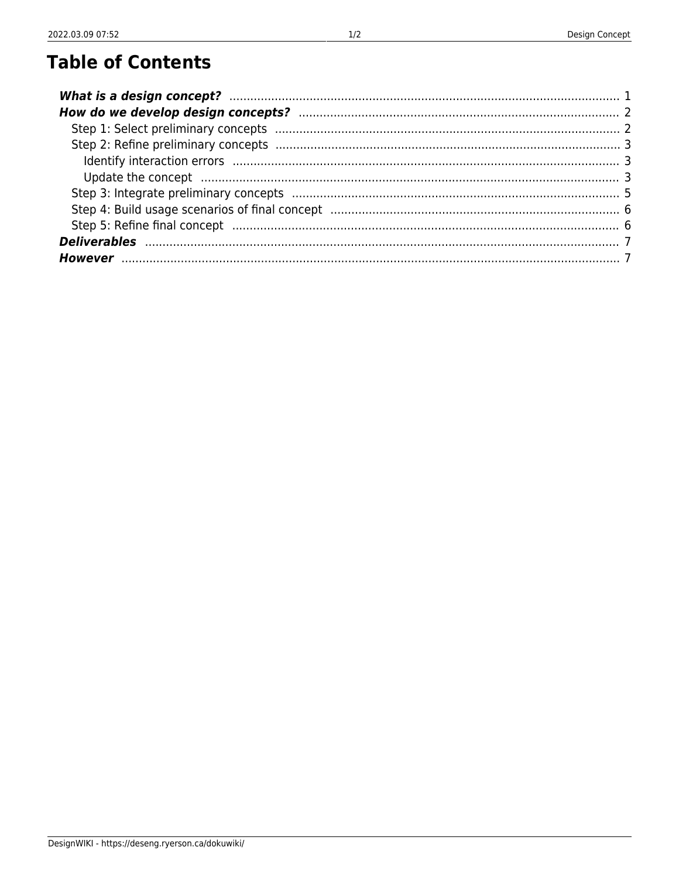# Table of Contents

***What is a design concept?*** ............................................................ 1
***How do we develop design concepts?*** ................................................ 2
  Step 1: Select preliminary concepts ..................................................... 2
  Step 2: Refine preliminary concepts ..................................................... 3
    Identify interaction errors ............................................................ 3
    Update the concept ..................................................................... 3
  Step 3: Integrate preliminary concepts .................................................. 5
  Step 4: Build usage scenarios of final concept ......................................... 6
  Step 5: Refine final concept ............................................................ 6
***Deliverables*** .......................................................................... 7
***However*** ................................................................................. 7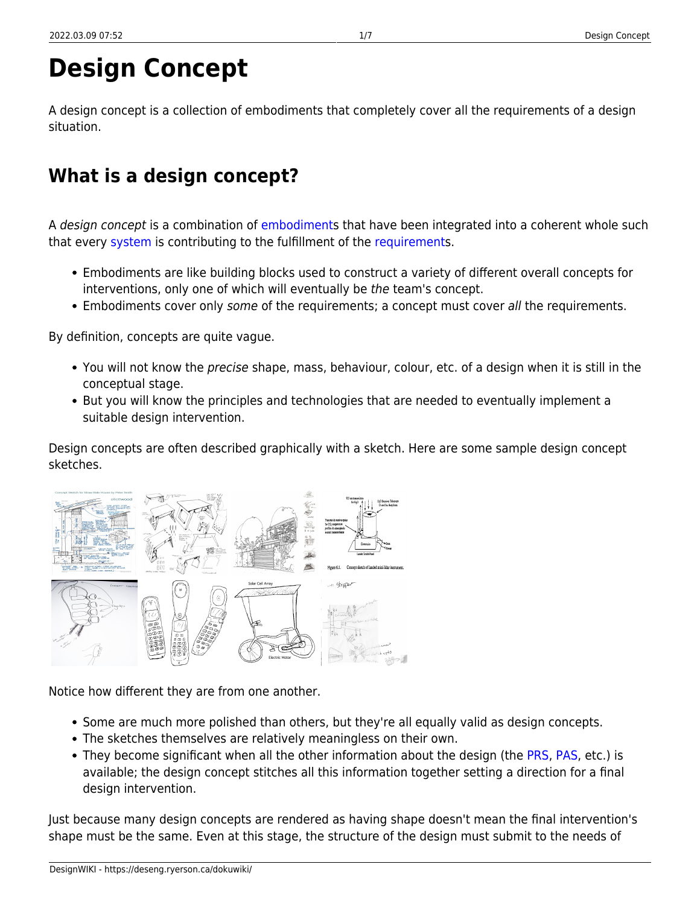# Design Concept

A design concept is a collection of embodiments that completely cover all the requirements of a design situation.

## What is a design concept?

A *design concept* is a combination of embodiments that have been integrated into a coherent whole such that every system is contributing to the fulfillment of the requirements.

- Embodiments are like building blocks used to construct a variety of different overall concepts for interventions, only one of which will eventually be *the* team's concept.
- Embodiments cover only *some* of the requirements; a concept must cover *all* the requirements.

By definition, concepts are quite vague.

- You will not know the *precise* shape, mass, behaviour, colour, etc. of a design when it is still in the conceptual stage.
- But you will know the principles and technologies that are needed to eventually implement a suitable design intervention.

Design concepts are often described graphically with a sketch. Here are some sample design concept sketches.

Notice how different they are from one another.

- Some are much more polished than others, but they're all equally valid as design concepts.
- The sketches themselves are relatively meaningless on their own.
- They become significant when all the other information about the design (the PRS, PAS, etc.) is available; the design concept stitches all this information together setting a direction for a final design intervention.

Just because many design concepts are rendered as having shape doesn't mean the final intervention's shape must be the same. Even at this stage, the structure of the design must submit to the needs of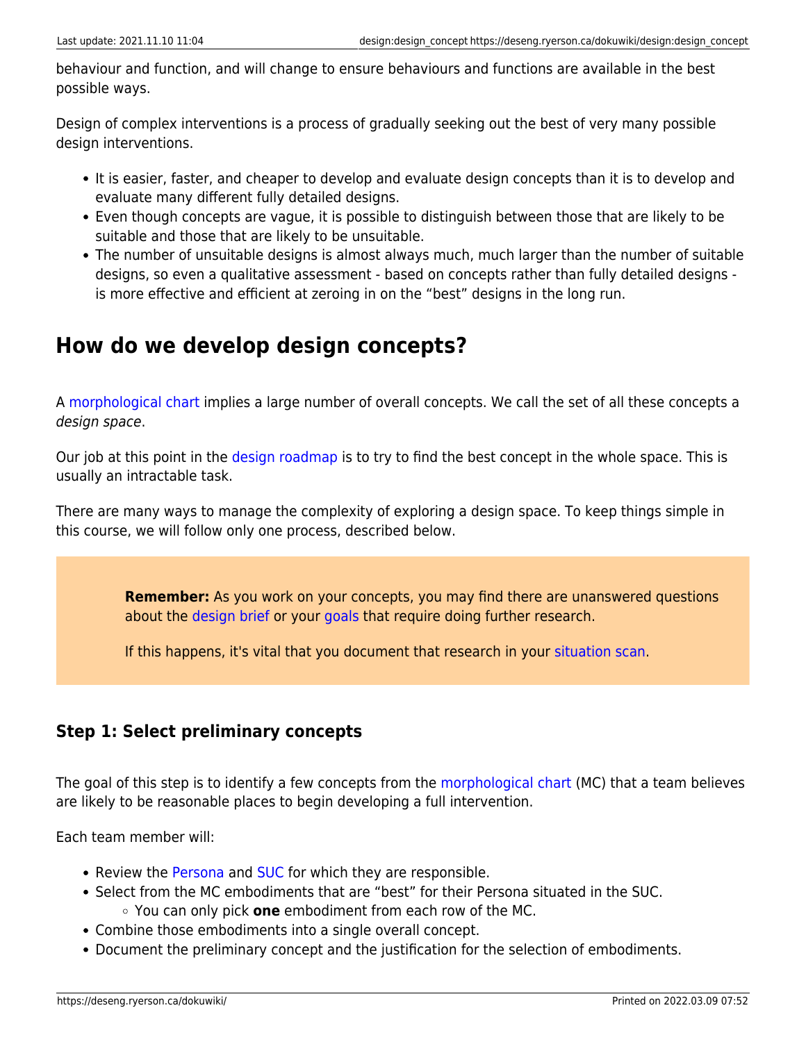behaviour and function, and will change to ensure behaviours and functions are available in the best possible ways.

Design of complex interventions is a process of gradually seeking out the best of very many possible design interventions.

- It is easier, faster, and cheaper to develop and evaluate design concepts than it is to develop and evaluate many different fully detailed designs.
- Even though concepts are vague, it is possible to distinguish between those that are likely to be suitable and those that are likely to be unsuitable.
- The number of unsuitable designs is almost always much, much larger than the number of suitable designs, so even a qualitative assessment - based on concepts rather than fully detailed designs - is more effective and efficient at zeroing in on the “best” designs in the long run.

# How do we develop design concepts?

A morphological chart implies a large number of overall concepts. We call the set of all these concepts a *design space*.

Our job at this point in the design roadmap is to try to find the best concept in the whole space. This is usually an intractable task.

There are many ways to manage the complexity of exploring a design space. To keep things simple in this course, we will follow only one process, described below.

> **Remember:** As you work on your concepts, you may find there are unanswered questions about the design brief or your goals that require doing further research.
>
> If this happens, it's vital that you document that research in your situation scan.

## Step 1: Select preliminary concepts

The goal of this step is to identify a few concepts from the morphological chart (MC) that a team believes are likely to be reasonable places to begin developing a full intervention.

Each team member will:

- Review the Persona and SUC for which they are responsible.
- Select from the MC embodiments that are “best” for their Persona situated in the SUC.
  - You can only pick **one** embodiment from each row of the MC.
- Combine those embodiments into a single overall concept.
- Document the preliminary concept and the justification for the selection of embodiments.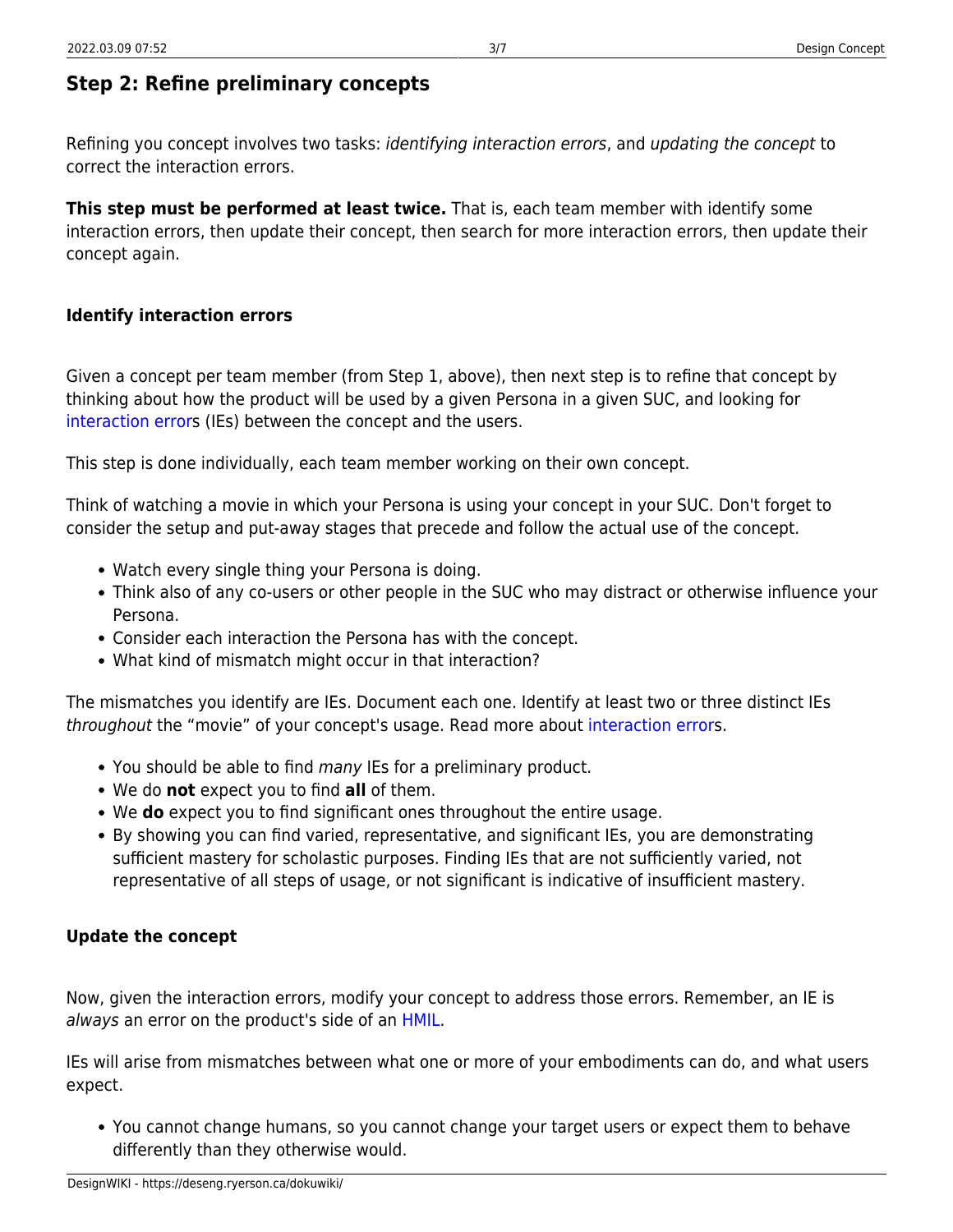### Step 2: Refine preliminary concepts

Refining you concept involves two tasks: *identifying interaction errors*, and *updating the concept* to correct the interaction errors.

**This step must be performed at least twice.** That is, each team member with identify some interaction errors, then update their concept, then search for more interaction errors, then update their concept again.

#### Identify interaction errors

Given a concept per team member (from Step 1, above), then next step is to refine that concept by thinking about how the product will be used by a given Persona in a given SUC, and looking for interaction errors (IEs) between the concept and the users.

This step is done individually, each team member working on their own concept.

Think of watching a movie in which your Persona is using your concept in your SUC. Don't forget to consider the setup and put-away stages that precede and follow the actual use of the concept.

- Watch every single thing your Persona is doing.
- Think also of any co-users or other people in the SUC who may distract or otherwise influence your Persona.
- Consider each interaction the Persona has with the concept.
- What kind of mismatch might occur in that interaction?

The mismatches you identify are IEs. Document each one. Identify at least two or three distinct IEs *throughout* the "movie" of your concept's usage. Read more about interaction errors.

- You should be able to find *many* IEs for a preliminary product.
- We do **not** expect you to find **all** of them.
- We **do** expect you to find significant ones throughout the entire usage.
- By showing you can find varied, representative, and significant IEs, you are demonstrating sufficient mastery for scholastic purposes. Finding IEs that are not sufficiently varied, not representative of all steps of usage, or not significant is indicative of insufficient mastery.

#### Update the concept

Now, given the interaction errors, modify your concept to address those errors. Remember, an IE is *always* an error on the product's side of an HMIL.

IEs will arise from mismatches between what one or more of your embodiments can do, and what users expect.

- You cannot change humans, so you cannot change your target users or expect them to behave differently than they otherwise would.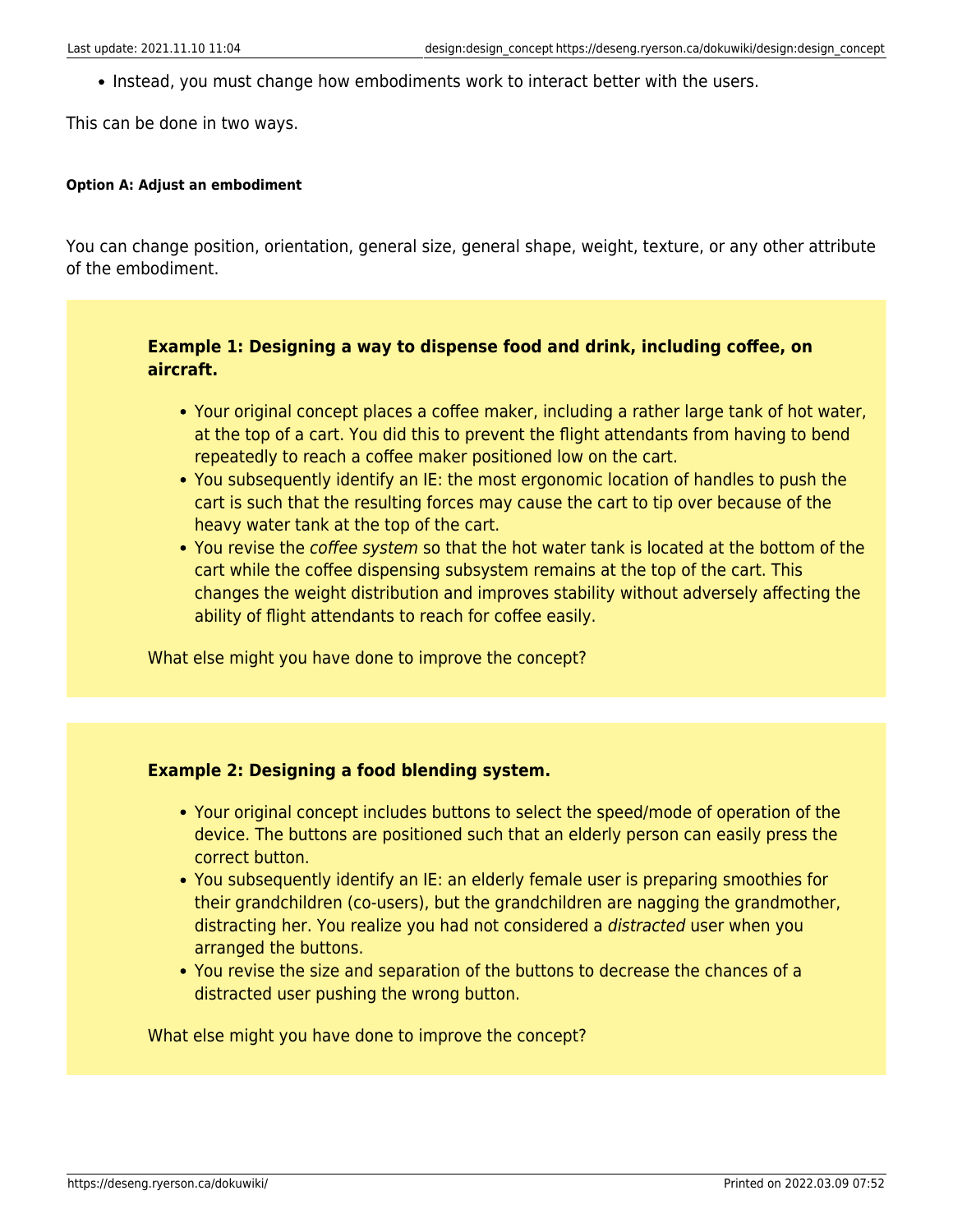- Instead, you must change how embodiments work to interact better with the users.

This can be done in two ways.

##### Option A: Adjust an embodiment

You can change position, orientation, general size, general shape, weight, texture, or any other attribute of the embodiment.

**Example 1: Designing a way to dispense food and drink, including coffee, on aircraft.**

- Your original concept places a coffee maker, including a rather large tank of hot water, at the top of a cart. You did this to prevent the flight attendants from having to bend repeatedly to reach a coffee maker positioned low on the cart.
- You subsequently identify an IE: the most ergonomic location of handles to push the cart is such that the resulting forces may cause the cart to tip over because of the heavy water tank at the top of the cart.
- You revise the *coffee system* so that the hot water tank is located at the bottom of the cart while the coffee dispensing subsystem remains at the top of the cart. This changes the weight distribution and improves stability without adversely affecting the ability of flight attendants to reach for coffee easily.

What else might you have done to improve the concept?

**Example 2: Designing a food blending system.**

- Your original concept includes buttons to select the speed/mode of operation of the device. The buttons are positioned such that an elderly person can easily press the correct button.
- You subsequently identify an IE: an elderly female user is preparing smoothies for their grandchildren (co-users), but the grandchildren are nagging the grandmother, distracting her. You realize you had not considered a *distracted* user when you arranged the buttons.
- You revise the size and separation of the buttons to decrease the chances of a distracted user pushing the wrong button.

What else might you have done to improve the concept?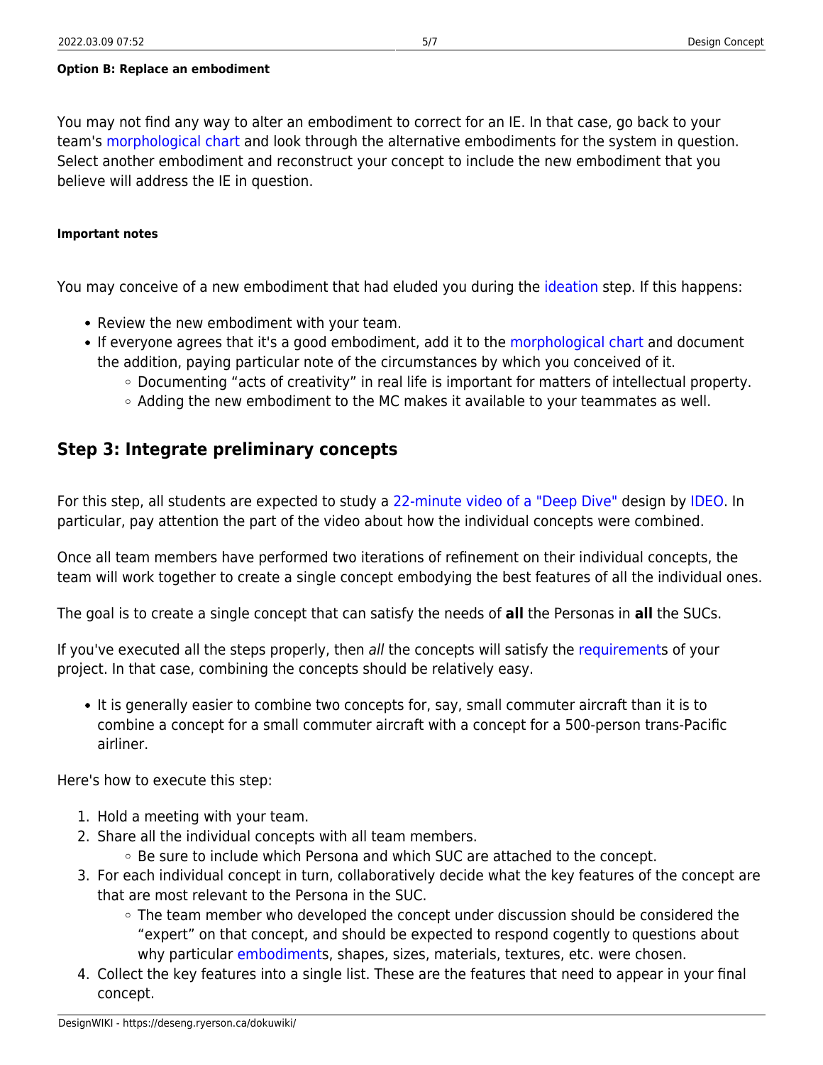#### Option B: Replace an embodiment

You may not find any way to alter an embodiment to correct for an IE. In that case, go back to your team's morphological chart and look through the alternative embodiments for the system in question. Select another embodiment and reconstruct your concept to include the new embodiment that you believe will address the IE in question.

##### Important notes

You may conceive of a new embodiment that had eluded you during the ideation step. If this happens:

- Review the new embodiment with your team.
- If everyone agrees that it's a good embodiment, add it to the morphological chart and document the addition, paying particular note of the circumstances by which you conceived of it.
  - Documenting "acts of creativity" in real life is important for matters of intellectual property.
  - Adding the new embodiment to the MC makes it available to your teammates as well.

## Step 3: Integrate preliminary concepts

For this step, all students are expected to study a 22-minute video of a "Deep Dive" design by IDEO. In particular, pay attention the part of the video about how the individual concepts were combined.

Once all team members have performed two iterations of refinement on their individual concepts, the team will work together to create a single concept embodying the best features of all the individual ones.

The goal is to create a single concept that can satisfy the needs of **all** the Personas in **all** the SUCs.

If you've executed all the steps properly, then *all* the concepts will satisfy the requirements of your project. In that case, combining the concepts should be relatively easy.

- It is generally easier to combine two concepts for, say, small commuter aircraft than it is to combine a concept for a small commuter aircraft with a concept for a 500-person trans-Pacific airliner.

Here's how to execute this step:

1. Hold a meeting with your team.
2. Share all the individual concepts with all team members.
   - Be sure to include which Persona and which SUC are attached to the concept.
3. For each individual concept in turn, collaboratively decide what the key features of the concept are that are most relevant to the Persona in the SUC.
   - The team member who developed the concept under discussion should be considered the "expert" on that concept, and should be expected to respond cogently to questions about why particular embodiments, shapes, sizes, materials, textures, etc. were chosen.
4. Collect the key features into a single list. These are the features that need to appear in your final concept.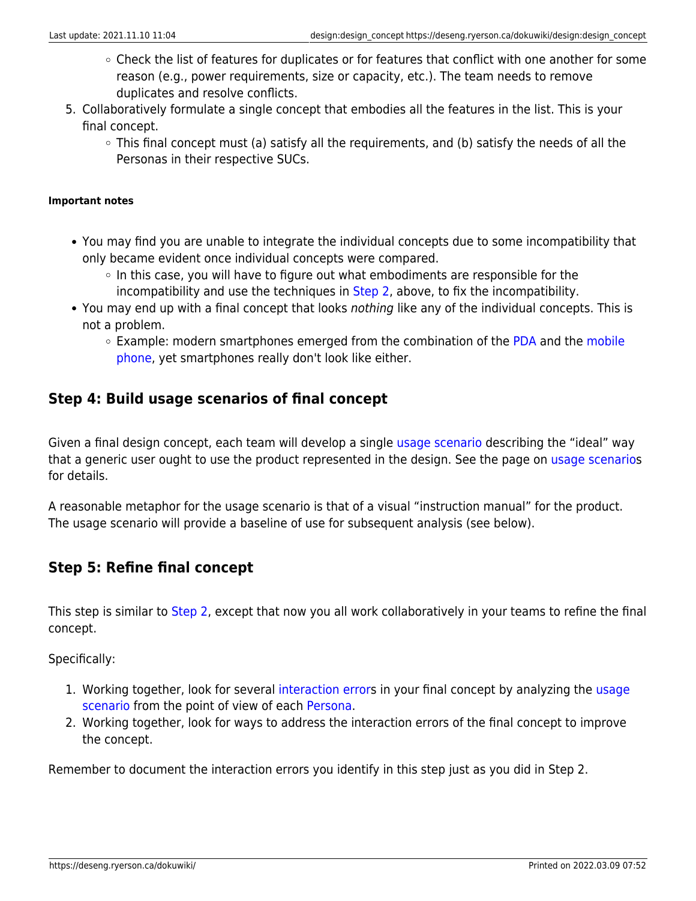- Check the list of features for duplicates or for features that conflict with one another for some reason (e.g., power requirements, size or capacity, etc.). The team needs to remove duplicates and resolve conflicts.
5. Collaboratively formulate a single concept that embodies all the features in the list. This is your final concept.
    - This final concept must (a) satisfy all the requirements, and (b) satisfy the needs of all the Personas in their respective SUCs.

##### Important notes

- You may find you are unable to integrate the individual concepts due to some incompatibility that only became evident once individual concepts were compared.
    - In this case, you will have to figure out what embodiments are responsible for the incompatibility and use the techniques in Step 2, above, to fix the incompatibility.
- You may end up with a final concept that looks *nothing* like any of the individual concepts. This is not a problem.
    - Example: modern smartphones emerged from the combination of the PDA and the mobile phone, yet smartphones really don't look like either.

### Step 4: Build usage scenarios of final concept

Given a final design concept, each team will develop a single usage scenario describing the "ideal" way that a generic user ought to use the product represented in the design. See the page on usage scenarios for details.

A reasonable metaphor for the usage scenario is that of a visual "instruction manual" for the product. The usage scenario will provide a baseline of use for subsequent analysis (see below).

### Step 5: Refine final concept

This step is similar to Step 2, except that now you all work collaboratively in your teams to refine the final concept.

Specifically:

1. Working together, look for several interaction errors in your final concept by analyzing the usage scenario from the point of view of each Persona.
2. Working together, look for ways to address the interaction errors of the final concept to improve the concept.

Remember to document the interaction errors you identify in this step just as you did in Step 2.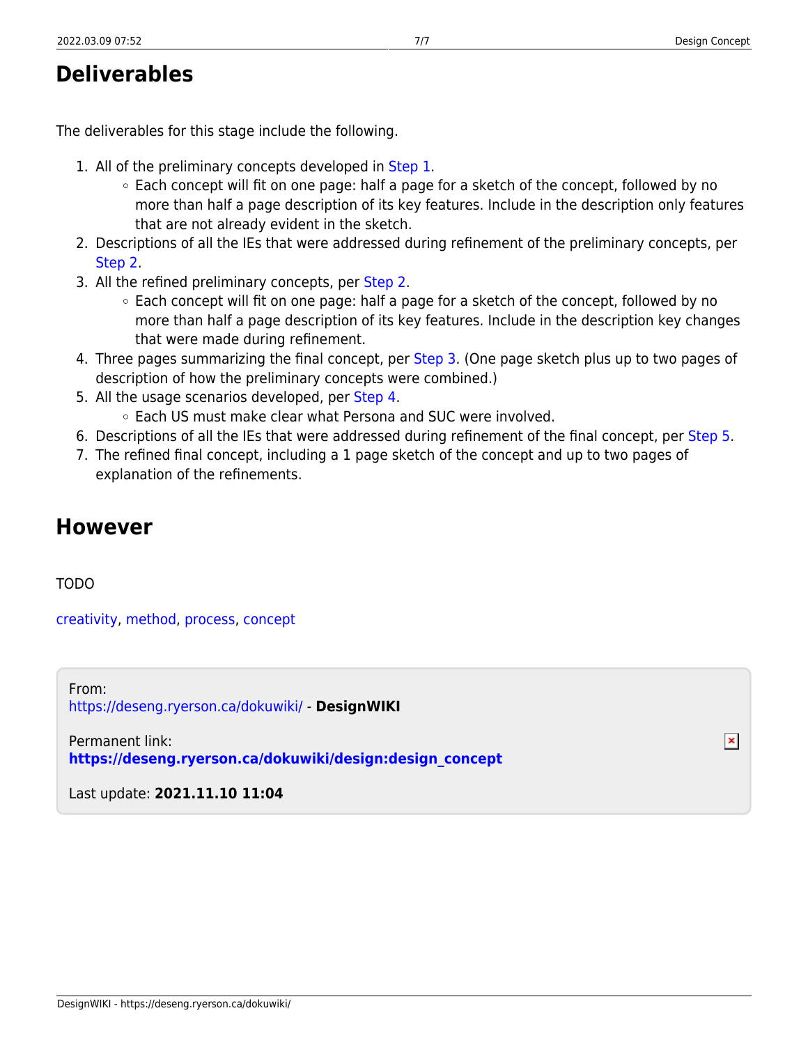## Deliverables

The deliverables for this stage include the following.

1. All of the preliminary concepts developed in Step 1.
   - Each concept will fit on one page: half a page for a sketch of the concept, followed by no more than half a page description of its key features. Include in the description only features that are not already evident in the sketch.
2. Descriptions of all the IEs that were addressed during refinement of the preliminary concepts, per Step 2.
3. All the refined preliminary concepts, per Step 2.
   - Each concept will fit on one page: half a page for a sketch of the concept, followed by no more than half a page description of its key features. Include in the description key changes that were made during refinement.
4. Three pages summarizing the final concept, per Step 3. (One page sketch plus up to two pages of description of how the preliminary concepts were combined.)
5. All the usage scenarios developed, per Step 4.
   - Each US must make clear what Persona and SUC were involved.
6. Descriptions of all the IEs that were addressed during refinement of the final concept, per Step 5.
7. The refined final concept, including a 1 page sketch of the concept and up to two pages of explanation of the refinements.

## However

TODO

creativity, method, process, concept

From:
https://deseng.ryerson.ca/dokuwiki/ - **DesignWIKI**

Permanent link:
**https://deseng.ryerson.ca/dokuwiki/design:design_concept**

Last update: **2021.11.10 11:04**